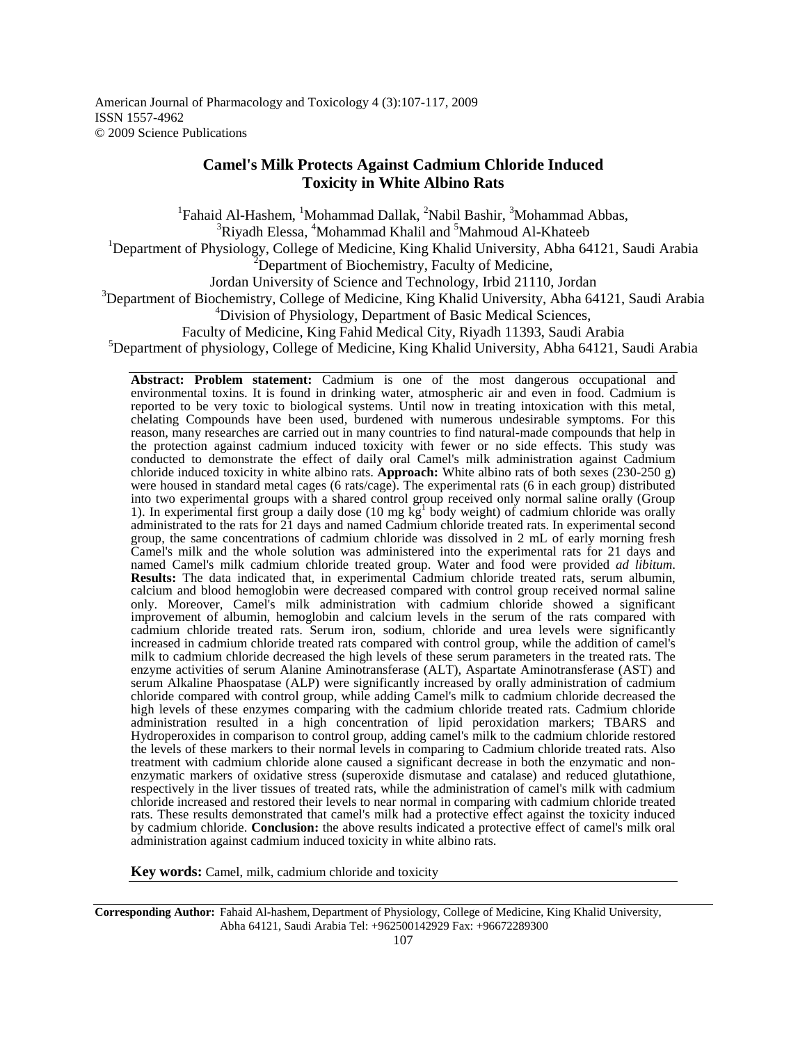# Camel's Milk Protects Against Cadmium Chloride Induced Toxicity in White Albino Rats

Fahaid Al-Hashem[1], Mohammad Dallak[1], Nabil Bashir[2], Mohammad Abbas[3], Riyadh Elessa[3], Mohammad Khalil[4] and Mahmoud Al-Khateeb[5]

[1]Department of Physiology, College of Medicine, King Khalid University, Abha 64121, Saudi Arabia

[2]Department of Biochemistry, Faculty of Medicine, Jordan University of Science and Technology, Irbid 21110, Jordan

[3]Department of Biochemistry, College of Medicine, King Khalid University, Abha 64121, Saudi Arabia

[4]Division of Physiology, Department of Basic Medical Sciences, Faculty of Medicine, King Fahid Medical City, Riyadh 11393, Saudi Arabia

[5]Department of physiology, College of Medicine, King Khalid University, Abha 64121, Saudi Arabia

**Abstract: Problem statement:** Cadmium is one of the most dangerous occupational and environmental toxins. It is found in drinking water, atmospheric air and even in food. Cadmium is reported to be very toxic to biological systems. Until now in treating intoxication with this metal, chelating Compounds have been used, burdened with numerous undesirable symptoms. For this reason, many researches are carried out in many countries to find natural-made compounds that help in the protection against cadmium induced toxicity with fewer or no side effects. This study was conducted to demonstrate the effect of daily oral Camel's milk administration against Cadmium chloride induced toxicity in white albino rats. **Approach:** White albino rats of both sexes (230-250 g) were housed in standard metal cages (6 rats/cage). The experimental rats (6 in each group) distributed into two experimental groups with a shared control group received only normal saline orally (Group 1). In experimental first group a daily dose (10 mg $kg^1$ body weight) of cadmium chloride was orally administrated to the rats for 21 days and named Cadmium chloride treated rats. In experimental second group, the same concentrations of cadmium chloride was dissolved in 2 mL of early morning fresh Camel's milk and the whole solution was administered into the experimental rats for 21 days and named Camel's milk cadmium chloride treated group. Water and food were provided *ad libitum*. **Results:** The data indicated that, in experimental Cadmium chloride treated rats, serum albumin, calcium and blood hemoglobin were decreased compared with control group received normal saline only. Moreover, Camel's milk administration with cadmium chloride showed a significant improvement of albumin, hemoglobin and calcium levels in the serum of the rats compared with cadmium chloride treated rats. Serum iron, sodium, chloride and urea levels were significantly increased in cadmium chloride treated rats compared with control group, while the addition of camel's milk to cadmium chloride decreased the high levels of these serum parameters in the treated rats. The enzyme activities of serum Alanine Aminotransferase (ALT), Aspartate Aminotransferase (AST) and serum Alkaline Phaospatase (ALP) were significantly increased by orally administration of cadmium chloride compared with control group, while adding Camel's milk to cadmium chloride decreased the high levels of these enzymes comparing with the cadmium chloride treated rats. Cadmium chloride administration resulted in a high concentration of lipid peroxidation markers; TBARS and Hydroperoxides in comparison to control group, adding camel's milk to the cadmium chloride restored the levels of these markers to their normal levels in comparing to Cadmium chloride treated rats. Also treatment with cadmium chloride alone caused a significant decrease in both the enzymatic and non-enzymatic markers of oxidative stress (superoxide dismutase and catalase) and reduced glutathione, respectively in the liver tissues of treated rats, while the administration of camel's milk with cadmium chloride increased and restored their levels to near normal in comparing with cadmium chloride treated rats. These results demonstrated that camel's milk had a protective effect against the toxicity induced by cadmium chloride. **Conclusion:** the above results indicated a protective effect of camel's milk oral administration against cadmium induced toxicity in white albino rats.

**Key words:** Camel, milk, cadmium chloride and toxicity

**Corresponding Author:** Fahaid Al-hashem, Department of Physiology, College of Medicine, King Khalid University, Abha 64121, Saudi Arabia Tel: +962500142929 Fax: +96672289300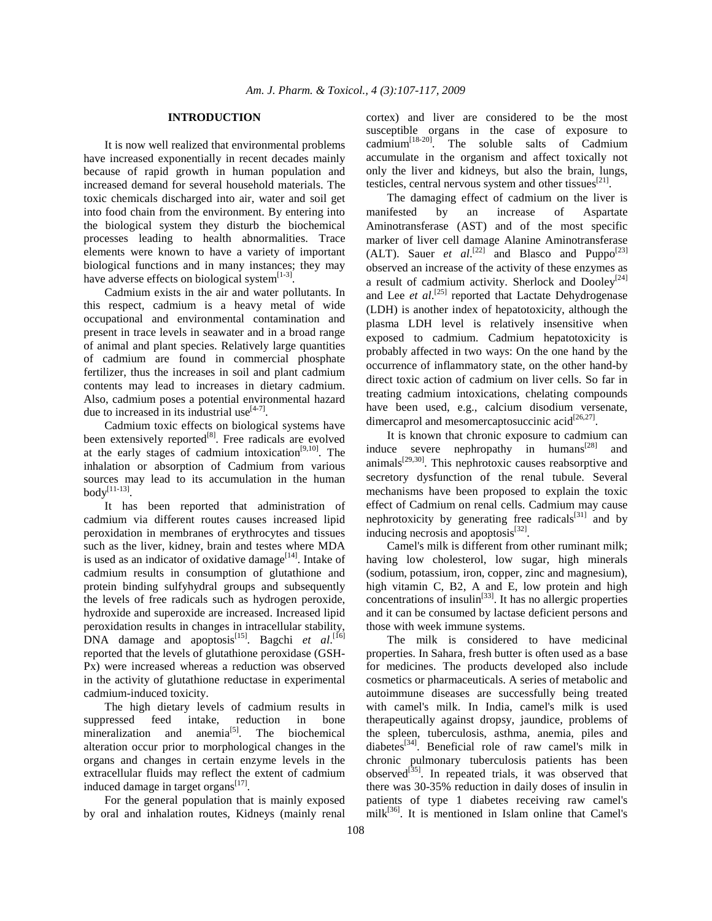## INTRODUCTION

It is now well realized that environmental problems have increased exponentially in recent decades mainly because of rapid growth in human population and increased demand for several household materials. The toxic chemicals discharged into air, water and soil get into food chain from the environment. By entering into the biological system they disturb the biochemical processes leading to health abnormalities. Trace elements were known to have a variety of important biological functions and in many instances; they may have adverse effects on biological system[1-3].

Cadmium exists in the air and water pollutants. In this respect, cadmium is a heavy metal of wide occupational and environmental contamination and present in trace levels in seawater and in a broad range of animal and plant species. Relatively large quantities of cadmium are found in commercial phosphate fertilizer, thus the increases in soil and plant cadmium contents may lead to increases in dietary cadmium. Also, cadmium poses a potential environmental hazard due to increased in its industrial use[4-7].

Cadmium toxic effects on biological systems have been extensively reported[8]. Free radicals are evolved at the early stages of cadmium intoxication[9,10]. The inhalation or absorption of Cadmium from various sources may lead to its accumulation in the human body[11-13].

It has been reported that administration of cadmium via different routes causes increased lipid peroxidation in membranes of erythrocytes and tissues such as the liver, kidney, brain and testes where MDA is used as an indicator of oxidative damage[14]. Intake of cadmium results in consumption of glutathione and protein binding sulfyhydral groups and subsequently the levels of free radicals such as hydrogen peroxide, hydroxide and superoxide are increased. Increased lipid peroxidation results in changes in intracellular stability, DNA damage and apoptosis[15]. Bagchi *et al*.[16] reported that the levels of glutathione peroxidase (GSH-Px) were increased whereas a reduction was observed in the activity of glutathione reductase in experimental cadmium-induced toxicity.

The high dietary levels of cadmium results in suppressed feed intake, reduction in bone mineralization and anemia[5]. The biochemical alteration occur prior to morphological changes in the organs and changes in certain enzyme levels in the extracellular fluids may reflect the extent of cadmium induced damage in target organs[17].

For the general population that is mainly exposed by oral and inhalation routes, Kidneys (mainly renal cortex) and liver are considered to be the most susceptible organs in the case of exposure to cadmium[18-20]. The soluble salts of Cadmium accumulate in the organism and affect toxically not only the liver and kidneys, but also the brain, lungs, testicles, central nervous system and other tissues[21].

The damaging effect of cadmium on the liver is manifested by an increase of Aspartate Aminotransferase (AST) and of the most specific marker of liver cell damage Alanine Aminotransferase (ALT). Sauer *et al*.[22] and Blasco and Puppo[23] observed an increase of the activity of these enzymes as a result of cadmium activity. Sherlock and Dooley[24] and Lee *et al*.[25] reported that Lactate Dehydrogenase (LDH) is another index of hepatotoxicity, although the plasma LDH level is relatively insensitive when exposed to cadmium. Cadmium hepatotoxicity is probably affected in two ways: On the one hand by the occurrence of inflammatory state, on the other hand-by direct toxic action of cadmium on liver cells. So far in treating cadmium intoxications, chelating compounds have been used, e.g., calcium disodium versenate, dimercaprol and mesomercaptosuccinic acid[26,27].

It is known that chronic exposure to cadmium can induce severe nephropathy in humans[28] and animals[29,30]. This nephrotoxic causes reabsorptive and secretory dysfunction of the renal tubule. Several mechanisms have been proposed to explain the toxic effect of Cadmium on renal cells. Cadmium may cause nephrotoxicity by generating free radicals[31] and by inducing necrosis and apoptosis[32].

Camel's milk is different from other ruminant milk; having low cholesterol, low sugar, high minerals (sodium, potassium, iron, copper, zinc and magnesium), high vitamin C, B2, A and E, low protein and high concentrations of insulin[33]. It has no allergic properties and it can be consumed by lactase deficient persons and those with week immune systems.

The milk is considered to have medicinal properties. In Sahara, fresh butter is often used as a base for medicines. The products developed also include cosmetics or pharmaceuticals. A series of metabolic and autoimmune diseases are successfully being treated with camel's milk. In India, camel's milk is used therapeutically against dropsy, jaundice, problems of the spleen, tuberculosis, asthma, anemia, piles and diabetes[34]. Beneficial role of raw camel's milk in chronic pulmonary tuberculosis patients has been observed[35]. In repeated trials, it was observed that there was 30-35% reduction in daily doses of insulin in patients of type 1 diabetes receiving raw camel's milk[36]. It is mentioned in Islam online that Camel's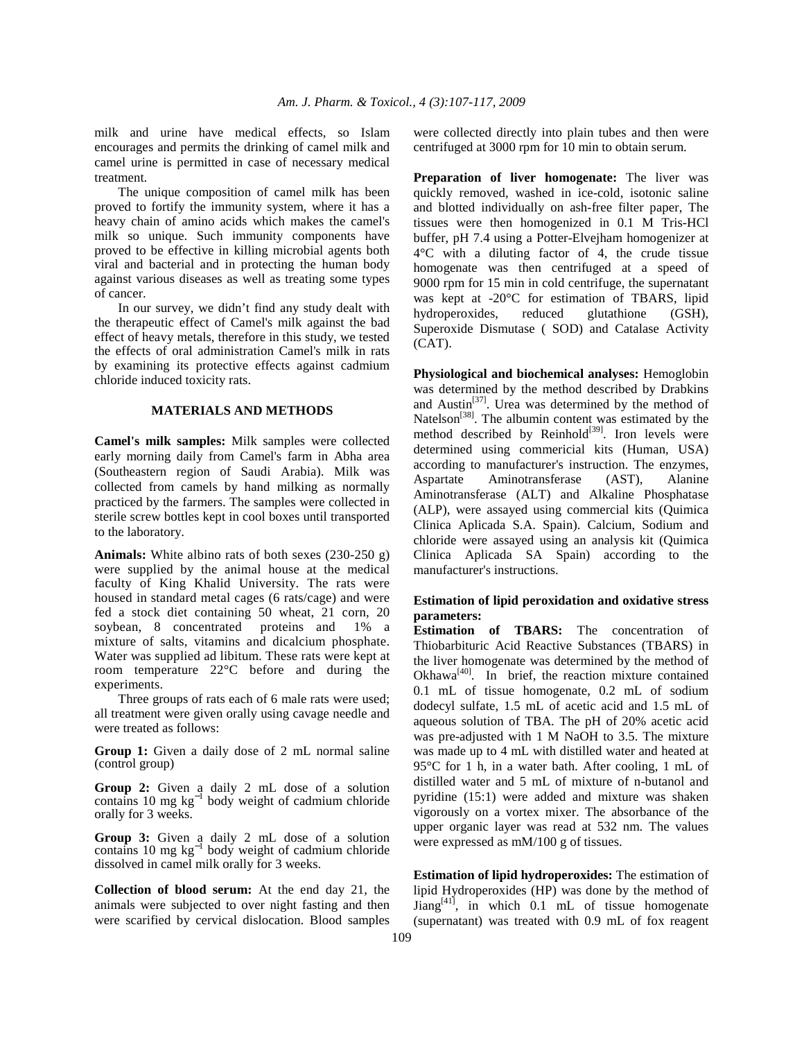milk and urine have medical effects, so Islam encourages and permits the drinking of camel milk and camel urine is permitted in case of necessary medical treatment.

The unique composition of camel milk has been proved to fortify the immunity system, where it has a heavy chain of amino acids which makes the camel's milk so unique. Such immunity components have proved to be effective in killing microbial agents both viral and bacterial and in protecting the human body against various diseases as well as treating some types of cancer.

In our survey, we didn't find any study dealt with the therapeutic effect of Camel's milk against the bad effect of heavy metals, therefore in this study, we tested the effects of oral administration Camel's milk in rats by examining its protective effects against cadmium chloride induced toxicity rats.

## MATERIALS AND METHODS

**Camel's milk samples:** Milk samples were collected early morning daily from Camel's farm in Abha area (Southeastern region of Saudi Arabia). Milk was collected from camels by hand milking as normally practiced by the farmers. The samples were collected in sterile screw bottles kept in cool boxes until transported to the laboratory.

**Animals:** White albino rats of both sexes (230-250 g) were supplied by the animal house at the medical faculty of King Khalid University. The rats were housed in standard metal cages (6 rats/cage) and were fed a stock diet containing 50 wheat, 21 corn, 20 soybean, 8 concentrated proteins and 1% a mixture of salts, vitamins and dicalcium phosphate. Water was supplied ad libitum. These rats were kept at room temperature 22°C before and during the experiments.

Three groups of rats each of 6 male rats were used; all treatment were given orally using cavage needle and were treated as follows:

**Group 1:** Given a daily dose of 2 mL normal saline (control group)

**Group 2:** Given a daily 2 mL dose of a solution contains 10 mg $kg^{-1}$ body weight of cadmium chloride orally for 3 weeks.

**Group 3:** Given a daily 2 mL dose of a solution contains 10 mg $kg^{-1}$ body weight of cadmium chloride dissolved in camel milk orally for 3 weeks.

**Collection of blood serum:** At the end day 21, the animals were subjected to over night fasting and then were scarified by cervical dislocation. Blood samples were collected directly into plain tubes and then were centrifuged at 3000 rpm for 10 min to obtain serum.

**Preparation of liver homogenate:** The liver was quickly removed, washed in ice-cold, isotonic saline and blotted individually on ash-free filter paper, The tissues were then homogenized in 0.1 M Tris-HCl buffer, pH 7.4 using a Potter-Elvejham homogenizer at 4°C with a diluting factor of 4, the crude tissue homogenate was then centrifuged at a speed of 9000 rpm for 15 min in cold centrifuge, the supernatant was kept at -20°C for estimation of TBARS, lipid hydroperoxides, reduced glutathione (GSH), Superoxide Dismutase ( SOD) and Catalase Activity (CAT).

**Physiological and biochemical analyses:** Hemoglobin was determined by the method described by Drabkins and Austin[37]. Urea was determined by the method of Natelson[38]. The albumin content was estimated by the method described by Reinhold[39]. Iron levels were determined using commericial kits (Human, USA) according to manufacturer's instruction. The enzymes, Aspartate Aminotransferase (AST), Alanine Aminotransferase (ALT) and Alkaline Phosphatase (ALP), were assayed using commercial kits (Quimica Clinica Aplicada S.A. Spain). Calcium, Sodium and chloride were assayed using an analysis kit (Quimica Clinica Aplicada SA Spain) according to the manufacturer's instructions.

### Estimation of lipid peroxidation and oxidative stress parameters:

**Estimation of TBARS:** The concentration of Thiobarbituric Acid Reactive Substances (TBARS) in the liver homogenate was determined by the method of Okhawa[40]. In brief, the reaction mixture contained 0.1 mL of tissue homogenate, 0.2 mL of sodium dodecyl sulfate, 1.5 mL of acetic acid and 1.5 mL of aqueous solution of TBA. The pH of 20% acetic acid was pre-adjusted with 1 M NaOH to 3.5. The mixture was made up to 4 mL with distilled water and heated at 95°C for 1 h, in a water bath. After cooling, 1 mL of distilled water and 5 mL of mixture of n-butanol and pyridine (15:1) were added and mixture was shaken vigorously on a vortex mixer. The absorbance of the upper organic layer was read at 532 nm. The values were expressed as mM/100 g of tissues.

**Estimation of lipid hydroperoxides:** The estimation of lipid Hydroperoxides (HP) was done by the method of Jiang[41], in which 0.1 mL of tissue homogenate (supernatant) was treated with 0.9 mL of fox reagent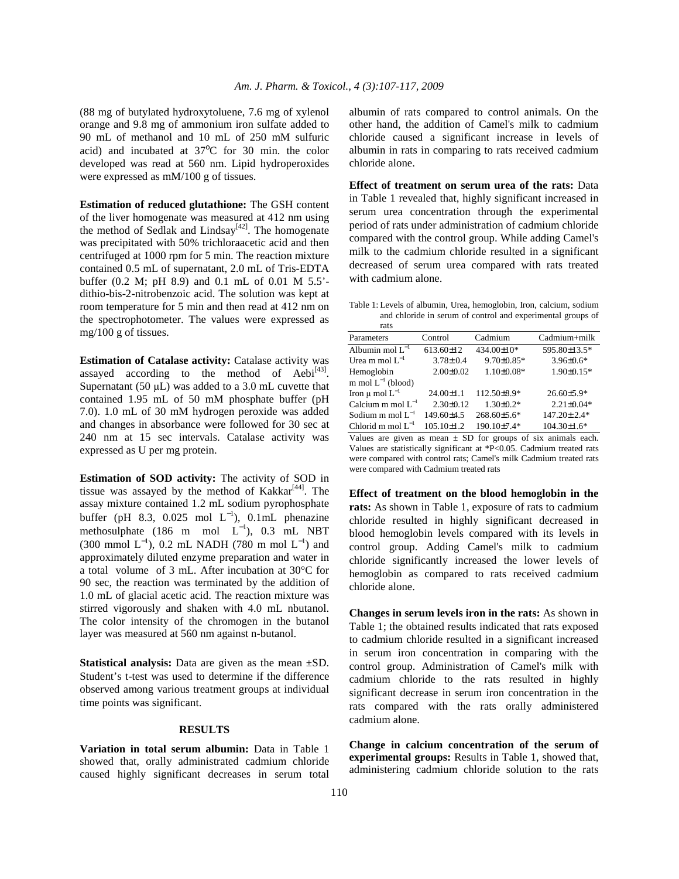(88 mg of butylated hydroxytoluene, 7.6 mg of xylenol orange and 9.8 mg of ammonium iron sulfate added to 90 mL of methanol and 10 mL of 250 mM sulfuric acid) and incubated at 37°C for 30 min. the color developed was read at 560 nm. Lipid hydroperoxides were expressed as mM/100 g of tissues.

**Estimation of reduced glutathione:** The GSH content of the liver homogenate was measured at 412 nm using the method of Sedlak and Lindsay[42]. The homogenate was precipitated with 50% trichloraacetic acid and then centrifuged at 1000 rpm for 5 min. The reaction mixture contained 0.5 mL of supernatant, 2.0 mL of Tris-EDTA buffer (0.2 M; pH 8.9) and 0.1 mL of 0.01 M 5.5'-dithio-bis-2-nitrobenzoic acid. The solution was kept at room temperature for 5 min and then read at 412 nm on the spectrophotometer. The values were expressed as mg/100 g of tissues.

**Estimation of Catalase activity:** Catalase activity was assayed according to the method of Aebi[43]. Supernatant (50 μL) was added to a 3.0 mL cuvette that contained 1.95 mL of 50 mM phosphate buffer (pH 7.0). 1.0 mL of 30 mM hydrogen peroxide was added and changes in absorbance were followed for 30 sec at 240 nm at 15 sec intervals. Catalase activity was expressed as U per mg protein.

**Estimation of SOD activity:** The activity of SOD in tissue was assayed by the method of Kakkar[44]. The assay mixture contained 1.2 mL sodium pyrophosphate buffer (pH 8.3, 0.025 mol $L^{-1}$), 0.1mL phenazine methosulphate (186 m mol $L^{-1}$), 0.3 mL NBT (300 mmol $L^{-1}$), 0.2 mL NADH (780 m mol $L^{-1}$) and approximately diluted enzyme preparation and water in a total volume of 3 mL. After incubation at 30°C for 90 sec, the reaction was terminated by the addition of 1.0 mL of glacial acetic acid. The reaction mixture was stirred vigorously and shaken with 4.0 mL nbutanol. The color intensity of the chromogen in the butanol layer was measured at 560 nm against n-butanol.

**Statistical analysis:** Data are given as the mean ±SD. Student's t-test was used to determine if the difference observed among various treatment groups at individual time points was significant.

## RESULTS

**Variation in total serum albumin:** Data in Table 1 showed that, orally administrated cadmium chloride caused highly significant decreases in serum total albumin of rats compared to control animals. On the other hand, the addition of Camel's milk to cadmium chloride caused a significant increase in levels of albumin in rats in comparing to rats received cadmium chloride alone.

**Effect of treatment on serum urea of the rats:** Data in Table 1 revealed that, highly significant increased in serum urea concentration through the experimental period of rats under administration of cadmium chloride compared with the control group. While adding Camel's milk to the cadmium chloride resulted in a significant decreased of serum urea compared with rats treated with cadmium alone.

Table 1: Levels of albumin, Urea, hemoglobin, Iron, calcium, sodium and chloride in serum of control and experimental groups of rats

| Parameters | Control | Cadmium | Cadmium+milk |
|---|---|---|---|
| Albumin mol $L^{-1}$ | 613.60±12 | 434.00±10* | 595.80±13.5* |
| Urea m mol $L^{-1}$ | 3.78±0.4 | 9.70±0.85* | 3.96±0.6* |
| Hemoglobin m mol $L^{-1}$ (blood) | 2.00±0.02 | 1.10±0.08* | 1.90±0.15* |
| Iron μ mol $L^{-1}$ | 24.00±1.1 | 112.50±8.9* | 26.60±5.9* |
| Calcium m mol $L^{-1}$ | 2.30±0.12 | 1.30±0.2* | 2.21±0.04* |
| Sodium m mol $L^{-1}$ | 149.60±4.5 | 268.60±5.6* | 147.20±2.4* |
| Chlorid m mol $L^{-1}$ | 105.10±1.2 | 190.10±7.4* | 104.30±1.6* |

Values are given as mean ± SD for groups of six animals each. Values are statistically significant at *P<0.05. Cadmium treated rats were compared with control rats; Camel's milk Cadmium treated rats were compared with Cadmium treated rats

**Effect of treatment on the blood hemoglobin in the rats:** As shown in Table 1, exposure of rats to cadmium chloride resulted in highly significant decreased in blood hemoglobin levels compared with its levels in control group. Adding Camel's milk to cadmium chloride significantly increased the lower levels of hemoglobin as compared to rats received cadmium chloride alone.

**Changes in serum levels iron in the rats:** As shown in Table 1; the obtained results indicated that rats exposed to cadmium chloride resulted in a significant increased in serum iron concentration in comparing with the control group. Administration of Camel's milk with cadmium chloride to the rats resulted in highly significant decrease in serum iron concentration in the rats compared with the rats orally administered cadmium alone.

**Change in calcium concentration of the serum of experimental groups:** Results in Table 1, showed that, administering cadmium chloride solution to the rats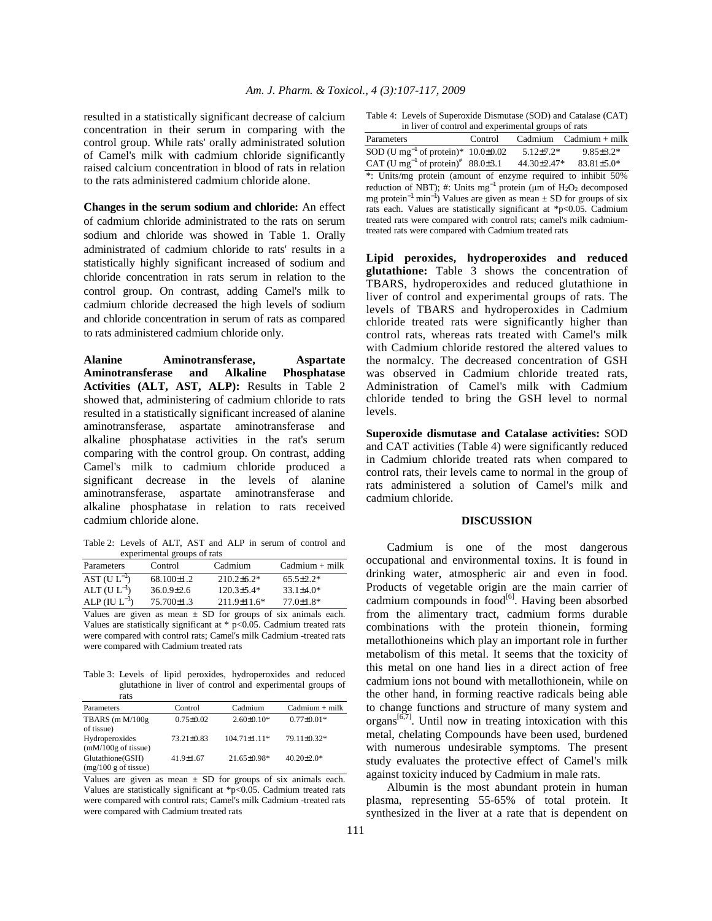resulted in a statistically significant decrease of calcium concentration in their serum in comparing with the control group. While rats' orally administrated solution of Camel's milk with cadmium chloride significantly raised calcium concentration in blood of rats in relation to the rats administered cadmium chloride alone.

**Changes in the serum sodium and chloride:** An effect of cadmium chloride administrated to the rats on serum sodium and chloride was showed in Table 1. Orally administrated of cadmium chloride to rats' results in a statistically highly significant increased of sodium and chloride concentration in rats serum in relation to the control group. On contrast, adding Camel's milk to cadmium chloride decreased the high levels of sodium and chloride concentration in serum of rats as compared to rats administered cadmium chloride only.

**Alanine Aminotransferase, Aspartate Aminotransferase and Alkaline Phosphatase Activities (ALT, AST, ALP):** Results in Table 2 showed that, administering of cadmium chloride to rats resulted in a statistically significant increased of alanine aminotransferase, aspartate aminotransferase and alkaline phosphatase activities in the rat's serum comparing with the control group. On contrast, adding Camel's milk to cadmium chloride produced a significant decrease in the levels of alanine aminotransferase, aspartate aminotransferase and alkaline phosphatase in relation to rats received cadmium chloride alone.

Table 2: Levels of ALT, AST and ALP in serum of control and experimental groups of rats

| Parameters | Control | Cadmium | Cadmium + milk |
|---|---|---|---|
| AST (U $L^{-1}$) | 68.100±1.2 | 210.2±6.2* | 65.5±2.2* |
| ALT (U $L^{-1}$) | 36.0.9±2.6 | 120.3±5.4* | 33.1±4.0* |
| ALP (IU $L^{-1}$) | 75.700±1.3 | 211.9±11.6* | 77.0±1.8* |

Values are given as mean ± SD for groups of six animals each. Values are statistically significant at * p<0.05. Cadmium treated rats were compared with control rats; Camel's milk Cadmium -treated rats were compared with Cadmium treated rats

Table 3: Levels of lipid peroxides, hydroperoxides and reduced glutathione in liver of control and experimental groups of rats

| Parameters | Control | Cadmium | Cadmium + milk |
|---|---|---|---|
| TBARS (m M/100g of tissue) | 0.75±0.02 | 2.60±0.10* | 0.77±0.01* |
| Hydroperoxides (mM/100g of tissue) | 73.21±0.83 | 104.71±1.11* | 79.11±0.32* |
| Glutathione(GSH) (mg/100 g of tissue) | 41.9±1.67 | 21.65±0.98* | 40.20±2.0* |

Values are given as mean ± SD for groups of six animals each. Values are statistically significant at *p<0.05. Cadmium treated rats were compared with control rats; Camel's milk Cadmium -treated rats were compared with Cadmium treated rats

Table 4: Levels of Superoxide Dismutase (SOD) and Catalase (CAT) in liver of control and experimental groups of rats

| Parameters | Control | Cadmium | Cadmium + milk |
|---|---|---|---|
| SOD (U $mg^{-1}$ of protein)* | 10.0±0.02 | 5.12±7.2* | 9.85±3.2* |
| CAT (U $mg^{-1}$ of protein)# | 88.0±3.1 | 44.30±2.47* | 83.81±5.0* |

*: Units/mg protein (amount of enzyme required to inhibit 50% reduction of NBT); #: Units $mg^{-1}$ protein (μm of $H_2O_2$ decomposed mg $protein^{-1}$ $min^{-1}$) Values are given as mean ± SD for groups of six rats each. Values are statistically significant at *p<0.05. Cadmium treated rats were compared with control rats; camel's milk cadmium-treated rats were compared with Cadmium treated rats

**Lipid peroxides, hydroperoxides and reduced glutathione:** Table 3 shows the concentration of TBARS, hydroperoxides and reduced glutathione in liver of control and experimental groups of rats. The levels of TBARS and hydroperoxides in Cadmium chloride treated rats were significantly higher than control rats, whereas rats treated with Camel's milk with Cadmium chloride restored the altered values to the normalcy. The decreased concentration of GSH was observed in Cadmium chloride treated rats, Administration of Camel's milk with Cadmium chloride tended to bring the GSH level to normal levels.

**Superoxide dismutase and Catalase activities:** SOD and CAT activities (Table 4) were significantly reduced in Cadmium chloride treated rats when compared to control rats, their levels came to normal in the group of rats administered a solution of Camel's milk and cadmium chloride.

## DISCUSSION

Cadmium is one of the most dangerous occupational and environmental toxins. It is found in drinking water, atmospheric air and even in food. Products of vegetable origin are the main carrier of cadmium compounds in food[6]. Having been absorbed from the alimentary tract, cadmium forms durable combinations with the protein thionein, forming metallothioneins which play an important role in further metabolism of this metal. It seems that the toxicity of this metal on one hand lies in a direct action of free cadmium ions not bound with metallothionein, while on the other hand, in forming reactive radicals being able to change functions and structure of many system and organs[6,7]. Until now in treating intoxication with this metal, chelating Compounds have been used, burdened with numerous undesirable symptoms. The present study evaluates the protective effect of Camel's milk against toxicity induced by Cadmium in male rats.

Albumin is the most abundant protein in human plasma, representing 55-65% of total protein. It synthesized in the liver at a rate that is dependent on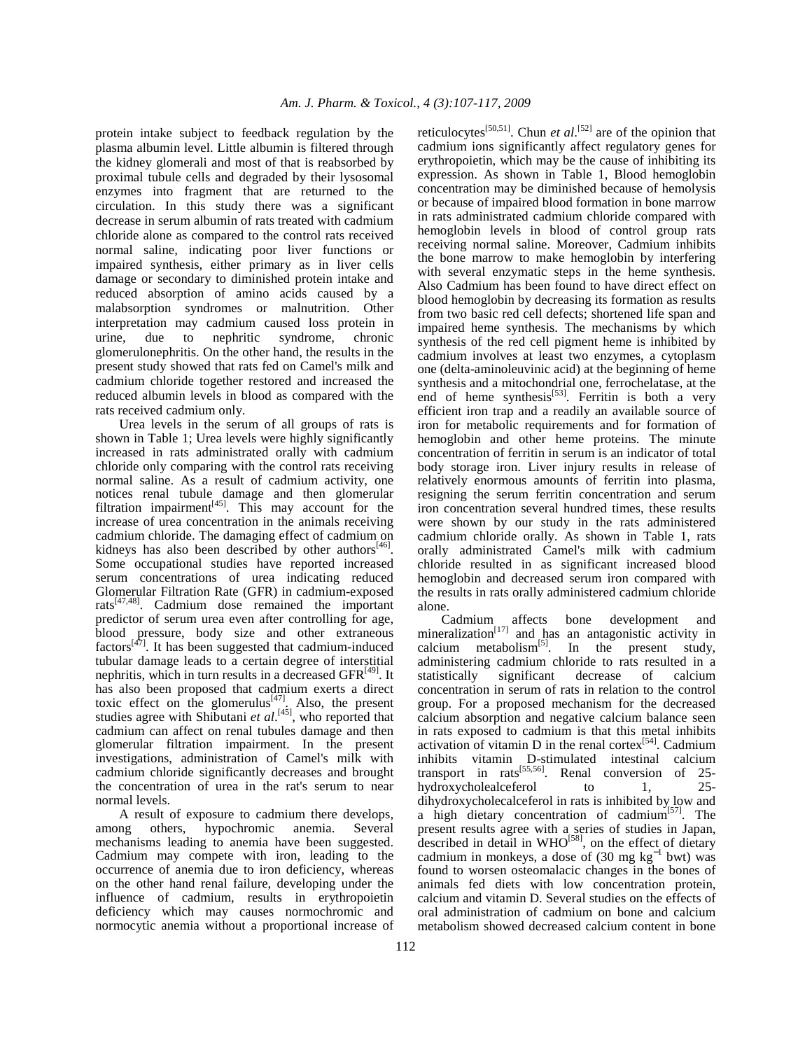protein intake subject to feedback regulation by the plasma albumin level. Little albumin is filtered through the kidney glomerali and most of that is reabsorbed by proximal tubule cells and degraded by their lysosomal enzymes into fragment that are returned to the circulation. In this study there was a significant decrease in serum albumin of rats treated with cadmium chloride alone as compared to the control rats received normal saline, indicating poor liver functions or impaired synthesis, either primary as in liver cells damage or secondary to diminished protein intake and reduced absorption of amino acids caused by a malabsorption syndromes or malnutrition. Other interpretation may cadmium caused loss protein in urine, due to nephritic syndrome, chronic glomerulonephritis. On the other hand, the results in the present study showed that rats fed on Camel's milk and cadmium chloride together restored and increased the reduced albumin levels in blood as compared with the rats received cadmium only.

Urea levels in the serum of all groups of rats is shown in Table 1; Urea levels were highly significantly increased in rats administrated orally with cadmium chloride only comparing with the control rats receiving normal saline. As a result of cadmium activity, one notices renal tubule damage and then glomerular filtration impairment[45]. This may account for the increase of urea concentration in the animals receiving cadmium chloride. The damaging effect of cadmium on kidneys has also been described by other authors[46]. Some occupational studies have reported increased serum concentrations of urea indicating reduced Glomerular Filtration Rate (GFR) in cadmium-exposed rats[47,48]. Cadmium dose remained the important predictor of serum urea even after controlling for age, blood pressure, body size and other extraneous factors[47]. It has been suggested that cadmium-induced tubular damage leads to a certain degree of interstitial nephritis, which in turn results in a decreased GFR[49]. It has also been proposed that cadmium exerts a direct toxic effect on the glomerulus[47]. Also, the present studies agree with Shibutani *et al*.[45], who reported that cadmium can affect on renal tubules damage and then glomerular filtration impairment. In the present investigations, administration of Camel's milk with cadmium chloride significantly decreases and brought the concentration of urea in the rat's serum to near normal levels.

A result of exposure to cadmium there develops, among others, hypochromic anemia. Several mechanisms leading to anemia have been suggested. Cadmium may compete with iron, leading to the occurrence of anemia due to iron deficiency, whereas on the other hand renal failure, developing under the influence of cadmium, results in erythropoietin deficiency which may causes normochromic and normocytic anemia without a proportional increase of reticulocytes[50,51]. Chun *et al*.[52] are of the opinion that cadmium ions significantly affect regulatory genes for erythropoietin, which may be the cause of inhibiting its expression. As shown in Table 1, Blood hemoglobin concentration may be diminished because of hemolysis or because of impaired blood formation in bone marrow in rats administrated cadmium chloride compared with hemoglobin levels in blood of control group rats receiving normal saline. Moreover, Cadmium inhibits the bone marrow to make hemoglobin by interfering with several enzymatic steps in the heme synthesis. Also Cadmium has been found to have direct effect on blood hemoglobin by decreasing its formation as results from two basic red cell defects; shortened life span and impaired heme synthesis. The mechanisms by which synthesis of the red cell pigment heme is inhibited by cadmium involves at least two enzymes, a cytoplasm one (delta-aminoleuvinic acid) at the beginning of heme synthesis and a mitochondrial one, ferrochelatase, at the end of heme synthesis[53]. Ferritin is both a very efficient iron trap and a readily an available source of iron for metabolic requirements and for formation of hemoglobin and other heme proteins. The minute concentration of ferritin in serum is an indicator of total body storage iron. Liver injury results in release of relatively enormous amounts of ferritin into plasma, resigning the serum ferritin concentration and serum iron concentration several hundred times, these results were shown by our study in the rats administered cadmium chloride orally. As shown in Table 1, rats orally administrated Camel's milk with cadmium chloride resulted in as significant increased blood hemoglobin and decreased serum iron compared with the results in rats orally administered cadmium chloride alone.

Cadmium affects bone development and mineralization[17] and has an antagonistic activity in calcium metabolism[5]. In the present study, administering cadmium chloride to rats resulted in a statistically significant decrease of calcium concentration in serum of rats in relation to the control group. For a proposed mechanism for the decreased calcium absorption and negative calcium balance seen in rats exposed to cadmium is that this metal inhibits activation of vitamin D in the renal cortex[54]. Cadmium inhibits vitamin D-stimulated intestinal calcium transport in rats[55,56]. Renal conversion of 25-hydroxycholealceferol to 1, 25-dihydroxycholecalceferol in rats is inhibited by low and a high dietary concentration of cadmium[57]. The present results agree with a series of studies in Japan, described in detail in WHO[58], on the effect of dietary cadmium in monkeys, a dose of (30 mg $kg^{-1}$ bwt) was found to worsen osteomalacic changes in the bones of animals fed diets with low concentration protein, calcium and vitamin D. Several studies on the effects of oral administration of cadmium on bone and calcium metabolism showed decreased calcium content in bone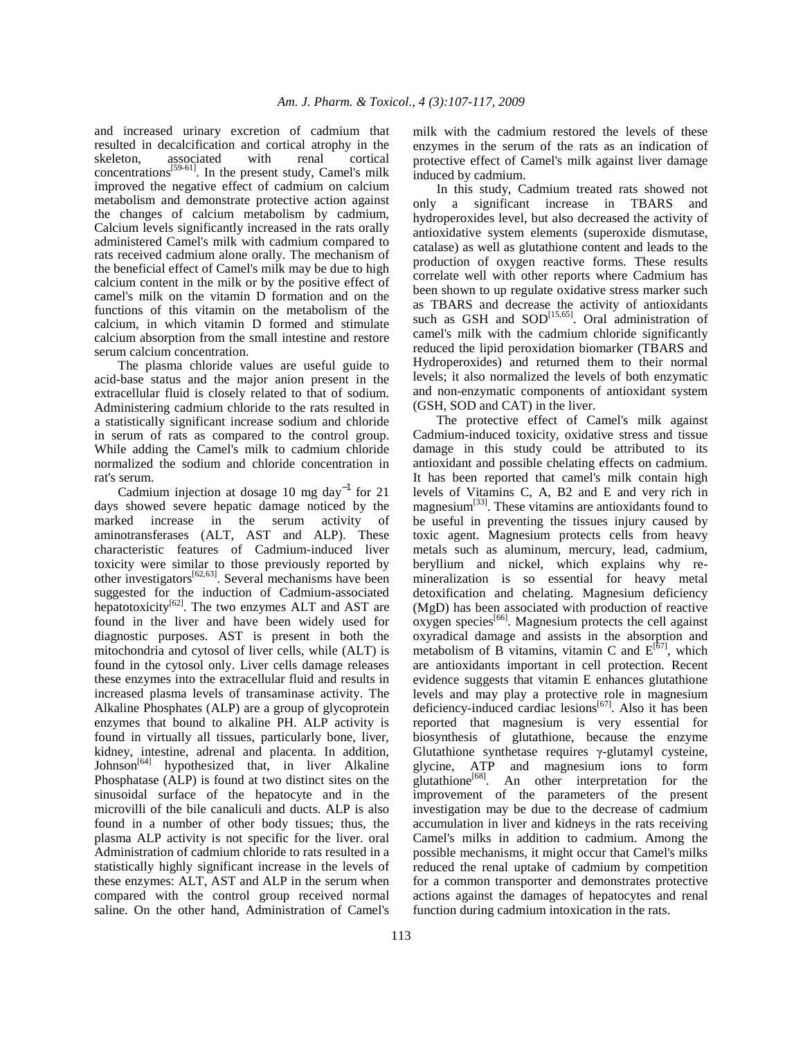and increased urinary excretion of cadmium that resulted in decalcification and cortical atrophy in the skeleton, associated with renal cortical concentrations[59-61]. In the present study, Camel's milk improved the negative effect of cadmium on calcium metabolism and demonstrate protective action against the changes of calcium metabolism by cadmium, Calcium levels significantly increased in the rats orally administered Camel's milk with cadmium compared to rats received cadmium alone orally. The mechanism of the beneficial effect of Camel's milk may be due to high calcium content in the milk or by the positive effect of camel's milk on the vitamin D formation and on the functions of this vitamin on the metabolism of the calcium, in which vitamin D formed and stimulate calcium absorption from the small intestine and restore serum calcium concentration.

The plasma chloride values are useful guide to acid-base status and the major anion present in the extracellular fluid is closely related to that of sodium. Administering cadmium chloride to the rats resulted in a statistically significant increase sodium and chloride in serum of rats as compared to the control group. While adding the Camel's milk to cadmium chloride normalized the sodium and chloride concentration in rat's serum.

Cadmium injection at dosage 10 mg $day^{-1}$ for 21 days showed severe hepatic damage noticed by the marked increase in the serum activity of aminotransferases (ALT, AST and ALP). These characteristic features of Cadmium-induced liver toxicity were similar to those previously reported by other investigators[62,63]. Several mechanisms have been suggested for the induction of Cadmium-associated hepatotoxicity[62]. The two enzymes ALT and AST are found in the liver and have been widely used for diagnostic purposes. AST is present in both the mitochondria and cytosol of liver cells, while (ALT) is found in the cytosol only. Liver cells damage releases these enzymes into the extracellular fluid and results in increased plasma levels of transaminase activity. The Alkaline Phosphates (ALP) are a group of glycoprotein enzymes that bound to alkaline PH. ALP activity is found in virtually all tissues, particularly bone, liver, kidney, intestine, adrenal and placenta. In addition, Johnson[64] hypothesized that, in liver Alkaline Phosphatase (ALP) is found at two distinct sites on the sinusoidal surface of the hepatocyte and in the microvilli of the bile canaliculi and ducts. ALP is also found in a number of other body tissues; thus, the plasma ALP activity is not specific for the liver. oral Administration of cadmium chloride to rats resulted in a statistically highly significant increase in the levels of these enzymes: ALT, AST and ALP in the serum when compared with the control group received normal saline. On the other hand, Administration of Camel's milk with the cadmium restored the levels of these enzymes in the serum of the rats as an indication of protective effect of Camel's milk against liver damage induced by cadmium.

In this study, Cadmium treated rats showed not only a significant increase in TBARS and hydroperoxides level, but also decreased the activity of antioxidative system elements (superoxide dismutase, catalase) as well as glutathione content and leads to the production of oxygen reactive forms. These results correlate well with other reports where Cadmium has been shown to up regulate oxidative stress marker such as TBARS and decrease the activity of antioxidants such as GSH and SOD[15,65]. Oral administration of camel's milk with the cadmium chloride significantly reduced the lipid peroxidation biomarker (TBARS and Hydroperoxides) and returned them to their normal levels; it also normalized the levels of both enzymatic and non-enzymatic components of antioxidant system (GSH, SOD and CAT) in the liver.

The protective effect of Camel's milk against Cadmium-induced toxicity, oxidative stress and tissue damage in this study could be attributed to its antioxidant and possible chelating effects on cadmium. It has been reported that camel's milk contain high levels of Vitamins C, A, B2 and E and very rich in magnesium[33]. These vitamins are antioxidants found to be useful in preventing the tissues injury caused by toxic agent. Magnesium protects cells from heavy metals such as aluminum, mercury, lead, cadmium, beryllium and nickel, which explains why re-mineralization is so essential for heavy metal detoxification and chelating. Magnesium deficiency (MgD) has been associated with production of reactive oxygen species[66]. Magnesium protects the cell against oxyradical damage and assists in the absorption and metabolism of B vitamins, vitamin C and E[67], which are antioxidants important in cell protection. Recent evidence suggests that vitamin E enhances glutathione levels and may play a protective role in magnesium deficiency-induced cardiac lesions[67]. Also it has been reported that magnesium is very essential for biosynthesis of glutathione, because the enzyme Glutathione synthetase requires γ-glutamyl cysteine, glycine, ATP and magnesium ions to form glutathione[68]. An other interpretation for the improvement of the parameters of the present investigation may be due to the decrease of cadmium accumulation in liver and kidneys in the rats receiving Camel's milks in addition to cadmium. Among the possible mechanisms, it might occur that Camel's milks reduced the renal uptake of cadmium by competition for a common transporter and demonstrates protective actions against the damages of hepatocytes and renal function during cadmium intoxication in the rats.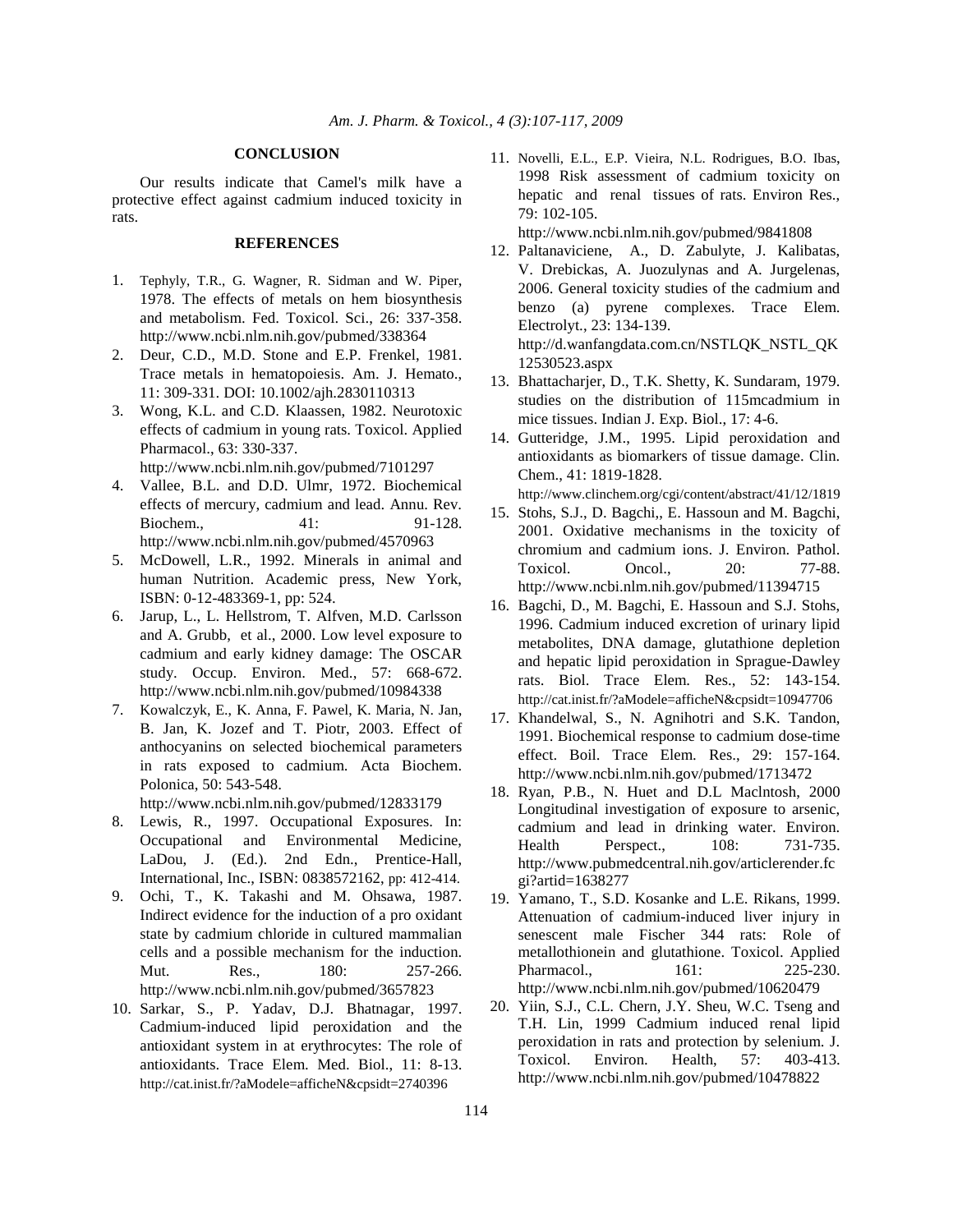## CONCLUSION

Our results indicate that Camel's milk have a protective effect against cadmium induced toxicity in rats.

## REFERENCES

1. Tephyly, T.R., G. Wagner, R. Sidman and W. Piper, 1978. The effects of metals on hem biosynthesis and metabolism. Fed. Toxicol. Sci., 26: 337-358. http://www.ncbi.nlm.nih.gov/pubmed/338364
2. Deur, C.D., M.D. Stone and E.P. Frenkel, 1981. Trace metals in hematopoiesis. Am. J. Hemato., 11: 309-331. DOI: 10.1002/ajh.2830110313
3. Wong, K.L. and C.D. Klaassen, 1982. Neurotoxic effects of cadmium in young rats. Toxicol. Applied Pharmacol., 63: 330-337. http://www.ncbi.nlm.nih.gov/pubmed/7101297
4. Vallee, B.L. and D.D. Ulmr, 1972. Biochemical effects of mercury, cadmium and lead. Annu. Rev. Biochem., 41: 91-128. http://www.ncbi.nlm.nih.gov/pubmed/4570963
5. McDowell, L.R., 1992. Minerals in animal and human Nutrition. Academic press, New York, ISBN: 0-12-483369-1, pp: 524.
6. Jarup, L., L. Hellstrom, T. Alfven, M.D. Carlsson and A. Grubb, et al., 2000. Low level exposure to cadmium and early kidney damage: The OSCAR study. Occup. Environ. Med., 57: 668-672. http://www.ncbi.nlm.nih.gov/pubmed/10984338
7. Kowalczyk, E., K. Anna, F. Pawel, K. Maria, N. Jan, B. Jan, K. Jozef and T. Piotr, 2003. Effect of anthocyanins on selected biochemical parameters in rats exposed to cadmium. Acta Biochem. Polonica, 50: 543-548. http://www.ncbi.nlm.nih.gov/pubmed/12833179
8. Lewis, R., 1997. Occupational Exposures. In: Occupational and Environmental Medicine, LaDou, J. (Ed.). 2nd Edn., Prentice-Hall, International, Inc., ISBN: 0838572162, pp: 412-414.
9. Ochi, T., K. Takashi and M. Ohsawa, 1987. Indirect evidence for the induction of a pro oxidant state by cadmium chloride in cultured mammalian cells and a possible mechanism for the induction. Mut. Res., 180: 257-266. http://www.ncbi.nlm.nih.gov/pubmed/3657823
10. Sarkar, S., P. Yadav, D.J. Bhatnagar, 1997. Cadmium-induced lipid peroxidation and the antioxidant system in at erythrocytes: The role of antioxidants. Trace Elem. Med. Biol., 11: 8-13. http://cat.inist.fr/?aModele=afficheN&cpsidt=2740396
11. Novelli, E.L., E.P. Vieira, N.L. Rodrigues, B.O. Ibas, 1998 Risk assessment of cadmium toxicity on hepatic and renal tissues of rats. Environ Res., 79: 102-105. http://www.ncbi.nlm.nih.gov/pubmed/9841808
12. Paltanaviciene, A., D. Zabulyte, J. Kalibatas, V. Drebickas, A. Juozulynas and A. Jurgelenas, 2006. General toxicity studies of the cadmium and benzo (a) pyrene complexes. Trace Elem. Electrolyt., 23: 134-139. http://d.wanfangdata.com.cn/NSTLQK_NSTL_QK12530523.aspx
13. Bhattacharjer, D., T.K. Shetty, K. Sundaram, 1979. studies on the distribution of 115mcadmium in mice tissues. Indian J. Exp. Biol., 17: 4-6.
14. Gutteridge, J.M., 1995. Lipid peroxidation and antioxidants as biomarkers of tissue damage. Clin. Chem., 41: 1819-1828. http://www.clinchem.org/cgi/content/abstract/41/12/1819
15. Stohs, S.J., D. Bagchi,, E. Hassoun and M. Bagchi, 2001. Oxidative mechanisms in the toxicity of chromium and cadmium ions. J. Environ. Pathol. Toxicol. Oncol., 20: 77-88. http://www.ncbi.nlm.nih.gov/pubmed/11394715
16. Bagchi, D., M. Bagchi, E. Hassoun and S.J. Stohs, 1996. Cadmium induced excretion of urinary lipid metabolites, DNA damage, glutathione depletion and hepatic lipid peroxidation in Sprague-Dawley rats. Biol. Trace Elem. Res., 52: 143-154. http://cat.inist.fr/?aModele=afficheN&cpsidt=10947706
17. Khandelwal, S., N. Agnihotri and S.K. Tandon, 1991. Biochemical response to cadmium dose-time effect. Boil. Trace Elem. Res., 29: 157-164. http://www.ncbi.nlm.nih.gov/pubmed/1713472
18. Ryan, P.B., N. Huet and D.L Maclntosh, 2000 Longitudinal investigation of exposure to arsenic, cadmium and lead in drinking water. Environ. Health Perspect., 108: 731-735. http://www.pubmedcentral.nih.gov/articlerender.fcgi?artid=1638277
19. Yamano, T., S.D. Kosanke and L.E. Rikans, 1999. Attenuation of cadmium-induced liver injury in senescent male Fischer 344 rats: Role of metallothionein and glutathione. Toxicol. Applied Pharmacol., 161: 225-230. http://www.ncbi.nlm.nih.gov/pubmed/10620479
20. Yiin, S.J., C.L. Chern, J.Y. Sheu, W.C. Tseng and T.H. Lin, 1999 Cadmium induced renal lipid peroxidation in rats and protection by selenium. J. Toxicol. Environ. Health, 57: 403-413. http://www.ncbi.nlm.nih.gov/pubmed/10478822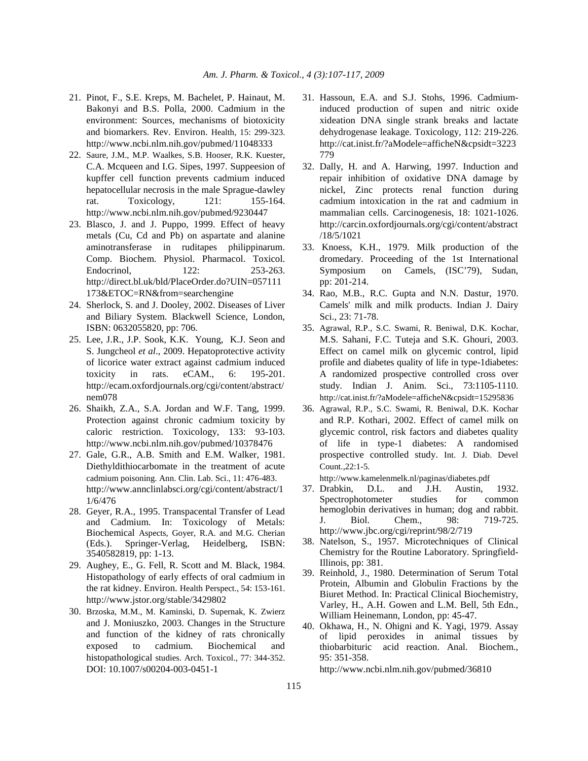21. Pinot, F., S.E. Kreps, M. Bachelet, P. Hainaut, M. Bakonyi and B.S. Polla, 2000. Cadmium in the environment: Sources, mechanisms of biotoxicity and biomarkers. Rev. Environ. Health, 15: 299-323. http://www.ncbi.nlm.nih.gov/pubmed/11048333
22. Saure, J.M., M.P. Waalkes, S.B. Hooser, R.K. Kuester, C.A. Mcqueen and I.G. Sipes, 1997. Suppeesion of kupffer cell function prevents cadmium induced hepatocellular necrosis in the male Sprague-dawley rat. Toxicology, 121: 155-164. http://www.ncbi.nlm.nih.gov/pubmed/9230447
23. Blasco, J. and J. Puppo, 1999. Effect of heavy metals (Cu, Cd and Pb) on aspartate and alanine aminotransferase in ruditapes philippinarum. Comp. Biochem. Physiol. Pharmacol. Toxicol. Endocrinol, 122: 253-263. http://direct.bl.uk/bld/PlaceOrder.do?UIN=057111173&ETOC=RN&from=searchengine
24. Sherlock, S. and J. Dooley, 2002. Diseases of Liver and Biliary System. Blackwell Science, London, ISBN: 0632055820, pp: 706.
25. Lee, J.R., J.P. Sook, K.K. Young, K.J. Seon and S. Jungcheol *et al*., 2009. Hepatoprotective activity of licorice water extract against cadmium induced toxicity in rats. eCAM., 6: 195-201. http://ecam.oxfordjournals.org/cgi/content/abstract/nem078
26. Shaikh, Z.A., S.A. Jordan and W.F. Tang, 1999. Protection against chronic cadmium toxicity by caloric restriction. Toxicology, 133: 93-103. http://www.ncbi.nlm.nih.gov/pubmed/10378476
27. Gale, G.R., A.B. Smith and E.M. Walker, 1981. Diethyldithiocarbomate in the treatment of acute cadmium poisoning. Ann. Clin. Lab. Sci., 11: 476-483. http://www.annclinlabsci.org/cgi/content/abstract/11/6/476
28. Geyer, R.A., 1995. Transpacental Transfer of Lead and Cadmium. In: Toxicology of Metals: Biochemical Aspects, Goyer, R.A. and M.G. Cherian (Eds.). Springer-Verlag, Heidelberg, ISBN: 3540582819, pp: 1-13.
29. Aughey, E., G. Fell, R. Scott and M. Black, 1984. Histopathology of early effects of oral cadmium in the rat kidney. Environ. Health Perspect., 54: 153-161. http://www.jstor.org/stable/3429802
30. Brzoska, M.M., M. Kaminski, D. Supernak, K. Zwierz and J. Moniuszko, 2003. Changes in the Structure and function of the kidney of rats chronically exposed to cadmium. Biochemical and histopathological studies. Arch. Toxicol., 77: 344-352. DOI: 10.1007/s00204-003-0451-1
31. Hassoun, E.A. and S.J. Stohs, 1996. Cadmium-induced production of supen and nitric oxide xideation DNA single strank breaks and lactate dehydrogenase leakage. Toxicology, 112: 219-226. http://cat.inist.fr/?aModele=afficheN&cpsidt=3223779
32. Dally, H. and A. Harwing, 1997. Induction and repair inhibition of oxidative DNA damage by nickel, Zinc protects renal function during cadmium intoxication in the rat and cadmium in mammalian cells. Carcinogenesis, 18: 1021-1026. http://carcin.oxfordjournals.org/cgi/content/abstract/18/5/1021
33. Knoess, K.H., 1979. Milk production of the dromedary. Proceeding of the 1st International Symposium on Camels, (ISC'79), Sudan, pp: 201-214.
34. Rao, M.B., R.C. Gupta and N.N. Dastur, 1970. Camels' milk and milk products. Indian J. Dairy Sci., 23: 71-78.
35. Agrawal, R.P., S.C. Swami, R. Beniwal, D.K. Kochar, M.S. Sahani, F.C. Tuteja and S.K. Ghouri, 2003. Effect on camel milk on glycemic control, lipid profile and diabetes quality of life in type-1diabetes: A randomized prospective controlled cross over study. Indian J. Anim. Sci., 73:1105-1110. http://cat.inist.fr/?aModele=afficheN&cpsidt=15295836
36. Agrawal, R.P., S.C. Swami, R. Beniwal, D.K. Kochar and R.P. Kothari, 2002. Effect of camel milk on glycemic control, risk factors and diabetes quality of life in type-1 diabetes: A randomised prospective controlled study. Int. J. Diab. Devel Count.,22:1-5. http://www.kamelenmelk.nl/paginas/diabetes.pdf
37. Drabkin, D.L. and J.H. Austin, 1932. Spectrophotometer studies for common hemoglobin derivatives in human; dog and rabbit. J. Biol. Chem., 98: 719-725. http://www.jbc.org/cgi/reprint/98/2/719
38. Natelson, S., 1957. Microtechniques of Clinical Chemistry for the Routine Laboratory. Springfield-Illinois, pp: 381.
39. Reinhold, J., 1980. Determination of Serum Total Protein, Albumin and Globulin Fractions by the Biuret Method. In: Practical Clinical Biochemistry, Varley, H., A.H. Gowen and L.M. Bell, 5th Edn., William Heinemann, London, pp: 45-47.
40. Okhawa, H., N. Ohigni and K. Yagi, 1979. Assay of lipid peroxides in animal tissues by thiobarbituric acid reaction. Anal. Biochem., 95: 351-358. http://www.ncbi.nlm.nih.gov/pubmed/36810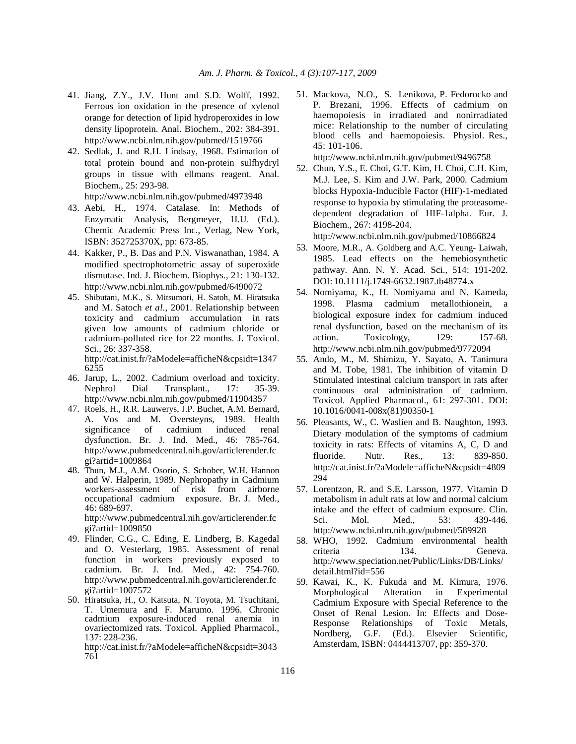41. Jiang, Z.Y., J.V. Hunt and S.D. Wolff, 1992. Ferrous ion oxidation in the presence of xylenol orange for detection of lipid hydroperoxides in low density lipoprotein. Anal. Biochem., 202: 384-391. http://www.ncbi.nlm.nih.gov/pubmed/1519766
42. Sedlak, J. and R.H. Lindsay, 1968. Estimation of total protein bound and non-protein sulfhydryl groups in tissue with ellmans reagent. Anal. Biochem., 25: 293-98. http://www.ncbi.nlm.nih.gov/pubmed/4973948
43. Aebi, H., 1974. Catalase. In: Methods of Enzymatic Analysis, Bergmeyer, H.U. (Ed.). Chemic Academic Press Inc., Verlag, New York, ISBN: 352725370X, pp: 673-85.
44. Kakker, P., B. Das and P.N. Viswanathan, 1984. A modified spectrophotometric assay of superoxide dismutase. Ind. J. Biochem. Biophys., 21: 130-132. http://www.ncbi.nlm.nih.gov/pubmed/6490072
45. Shibutani, M.K., S. Mitsumori, H. Satoh, M. Hiratsuka and M. Satoch *et al*., 2001. Relationship between toxicity and cadmium accumulation in rats given low amounts of cadmium chloride or cadmium-polluted rice for 22 months. J. Toxicol. Sci., 26: 337-358. http://cat.inist.fr/?aModele=afficheN&cpsidt=13476255
46. Jarup, L., 2002. Cadmium overload and toxicity. Nephrol Dial Transplant., 17: 35-39. http://www.ncbi.nlm.nih.gov/pubmed/11904357
47. Roels, H., R.R. Lauwerys, J.P. Buchet, A.M. Bernard, A. Vos and M. Oversteyns, 1989. Health significance of cadmium induced renal dysfunction. Br. J. Ind. Med., 46: 785-764. http://www.pubmedcentral.nih.gov/articlerender.fcgi?artid=1009864
48. Thun, M.J., A.M. Osorio, S. Schober, W.H. Hannon and W. Halperin, 1989. Nephropathy in Cadmium workers-assessment of risk from airborne occupational cadmium exposure. Br. J. Med., 46: 689-697. http://www.pubmedcentral.nih.gov/articlerender.fcgi?artid=1009850
49. Flinder, C.G., C. Eding, E. Lindberg, B. Kagedal and O. Vesterlarg, 1985. Assessment of renal function in workers previously exposed to cadmium. Br. J. Ind. Med., 42: 754-760. http://www.pubmedcentral.nih.gov/articlerender.fcgi?artid=1007572
50. Hiratsuka, H., O. Katsuta, N. Toyota, M. Tsuchitani, T. Umemura and F. Marumo. 1996. Chronic cadmium exposure-induced renal anemia in ovariectomized rats. Toxicol. Applied Pharmacol., 137: 228-236. http://cat.inist.fr/?aModele=afficheN&cpsidt=3043761
51. Mackova, N.O., S. Lenikova, P. Fedorocko and P. Brezani, 1996. Effects of cadmium on haemopoiesis in irradiated and nonirradiated mice: Relationship to the number of circulating blood cells and haemopoiesis. Physiol. Res., 45: 101-106. http://www.ncbi.nlm.nih.gov/pubmed/9496758
52. Chun, Y.S., E. Choi, G.T. Kim, H. Choi, C.H. Kim, M.J. Lee, S. Kim and J.W. Park, 2000. Cadmium blocks Hypoxia-Inducible Factor (HIF)-1-mediated response to hypoxia by stimulating the proteasome-dependent degradation of HIF-1alpha. Eur. J. Biochem., 267: 4198-204. http://www.ncbi.nlm.nih.gov/pubmed/10866824
53. Moore, M.R., A. Goldberg and A.C. Yeung- Laiwah, 1985. Lead effects on the hemebiosynthetic pathway. Ann. N. Y. Acad. Sci., 514: 191-202. DOI: 10.1111/j.1749-6632.1987.tb48774.x
54. Nomiyama, K., H. Nomiyama and N. Kameda, 1998. Plasma cadmium metallothionein, a biological exposure index for cadmium induced renal dysfunction, based on the mechanism of its action. Toxicology, 129: 157-68. http://www.ncbi.nlm.nih.gov/pubmed/9772094
55. Ando, M., M. Shimizu, Y. Sayato, A. Tanimura and M. Tobe, 1981. The inhibition of vitamin D Stimulated intestinal calcium transport in rats after continuous oral administration of cadmium. Toxicol. Applied Pharmacol., 61: 297-301. DOI: 10.1016/0041-008x(81)90350-1
56. Pleasants, W., C. Waslien and B. Naughton, 1993. Dietary modulation of the symptoms of cadmium toxicity in rats: Effects of vitamins A, C, D and fluoride. Nutr. Res., 13: 839-850. http://cat.inist.fr/?aModele=afficheN&cpsidt=4809294
57. Lorentzon, R. and S.E. Larsson, 1977. Vitamin D metabolism in adult rats at low and normal calcium intake and the effect of cadmium exposure. Clin. Sci. Mol. Med., 53: 439-446. http://www.ncbi.nlm.nih.gov/pubmed/589928
58. WHO, 1992. Cadmium environmental health criteria 134. Geneva. http://www.speciation.net/Public/Links/DB/Links/detail.html?id=556
59. Kawai, K., K. Fukuda and M. Kimura, 1976. Morphological Alteration in Experimental Cadmium Exposure with Special Reference to the Onset of Renal Lesion. In: Effects and Dose-Response Relationships of Toxic Metals, Nordberg, G.F. (Ed.). Elsevier Scientific, Amsterdam, ISBN: 0444413707, pp: 359-370.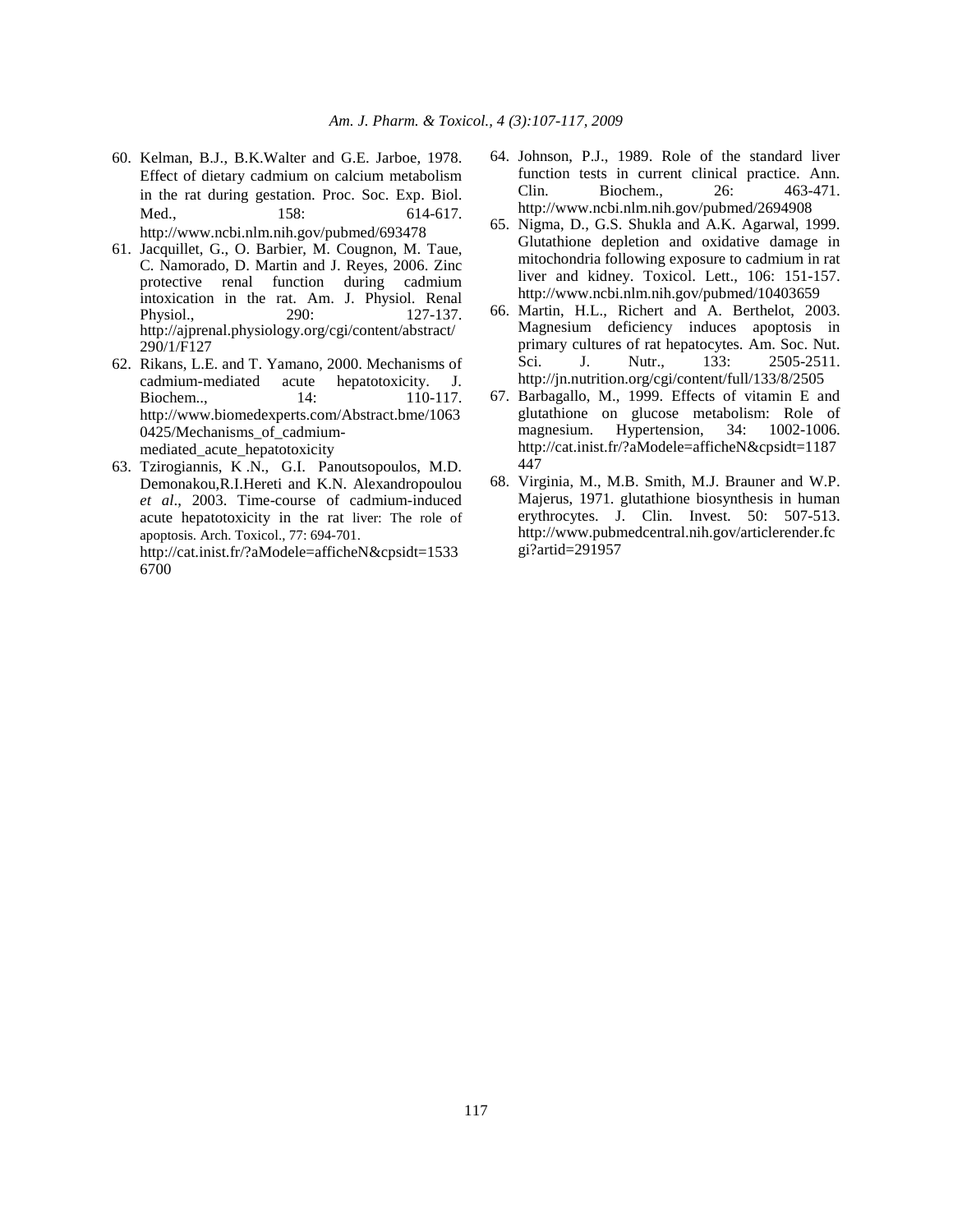60. Kelman, B.J., B.K.Walter and G.E. Jarboe, 1978. Effect of dietary cadmium on calcium metabolism in the rat during gestation. Proc. Soc. Exp. Biol. Med., 158: 614-617. http://www.ncbi.nlm.nih.gov/pubmed/693478
61. Jacquillet, G., O. Barbier, M. Cougnon, M. Taue, C. Namorado, D. Martin and J. Reyes, 2006. Zinc protective renal function during cadmium intoxication in the rat. Am. J. Physiol. Renal Physiol., 290: 127-137. http://ajprenal.physiology.org/cgi/content/abstract/290/1/F127
62. Rikans, L.E. and T. Yamano, 2000. Mechanisms of cadmium-mediated acute hepatotoxicity. J. Biochem.., 14: 110-117. http://www.biomedexperts.com/Abstract.bme/10630425/Mechanisms_of_cadmium-mediated_acute_hepatotoxicity
63. Tzirogiannis, K .N., G.I. Panoutsopoulos, M.D. Demonakou,R.I.Hereti and K.N. Alexandropoulou *et al*., 2003. Time-course of cadmium-induced acute hepatotoxicity in the rat liver: The role of apoptosis. Arch. Toxicol., 77: 694-701. http://cat.inist.fr/?aModele=afficheN&cpsidt=15336700
64. Johnson, P.J., 1989. Role of the standard liver function tests in current clinical practice. Ann. Clin. Biochem., 26: 463-471. http://www.ncbi.nlm.nih.gov/pubmed/2694908
65. Nigma, D., G.S. Shukla and A.K. Agarwal, 1999. Glutathione depletion and oxidative damage in mitochondria following exposure to cadmium in rat liver and kidney. Toxicol. Lett., 106: 151-157. http://www.ncbi.nlm.nih.gov/pubmed/10403659
66. Martin, H.L., Richert and A. Berthelot, 2003. Magnesium deficiency induces apoptosis in primary cultures of rat hepatocytes. Am. Soc. Nut. Sci. J. Nutr., 133: 2505-2511. http://jn.nutrition.org/cgi/content/full/133/8/2505
67. Barbagallo, M., 1999. Effects of vitamin E and glutathione on glucose metabolism: Role of magnesium. Hypertension, 34: 1002-1006. http://cat.inist.fr/?aModele=afficheN&cpsidt=1187447
68. Virginia, M., M.B. Smith, M.J. Brauner and W.P. Majerus, 1971. glutathione biosynthesis in human erythrocytes. J. Clin. Invest. 50: 507-513. http://www.pubmedcentral.nih.gov/articlerender.fcgi?artid=291957